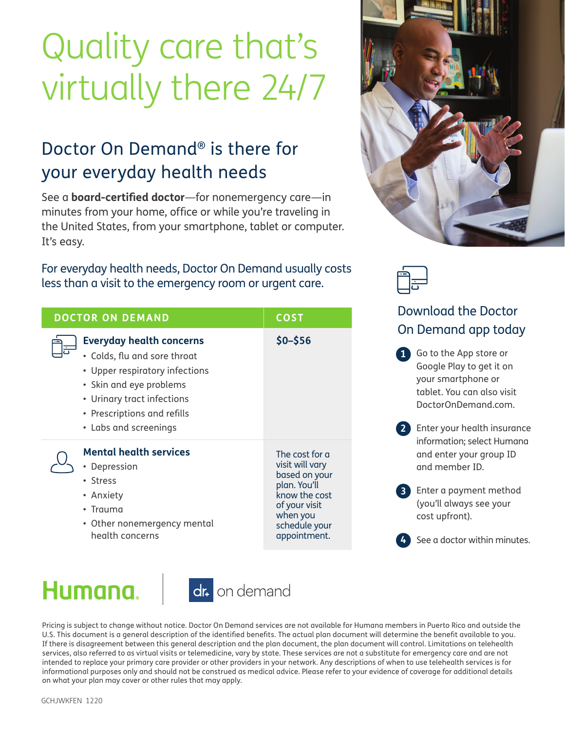# Quality care that's virtually there 24/7

## Doctor On Demand® is there for your everyday health needs

See a **board-certified doctor**—for nonemergency care—in minutes from your home, office or while you're traveling in the United States, from your smartphone, tablet or computer. It's easy.

For everyday health needs, Doctor On Demand usually costs less than a visit to the emergency room or urgent care.

| DOCTOR ON DEMAND | COST |
|---|---|
| **Everyday health concerns**<br>• Colds, flu and sore throat<br>• Upper respiratory infections<br>• Skin and eye problems<br>• Urinary tract infections<br>• Prescriptions and refills<br>• Labs and screenings | **$0–$56** |
| **Mental health services**<br>• Depression<br>• Stress<br>• Anxiety<br>• Trauma<br>• Other nonemergency mental health concerns | The cost for a visit will vary based on your plan. You'll know the cost of your visit when you schedule your appointment. |

## Download the Doctor On Demand app today

1. Go to the App store or Google Play to get it on your smartphone or tablet. You can also visit DoctorOnDemand.com.
2. Enter your health insurance information; select Humana and enter your group ID and member ID.
3. Enter a payment method (you'll always see your cost upfront).
4. See a doctor within minutes.

Humana. | dr. on demand

Pricing is subject to change without notice. Doctor On Demand services are not available for Humana members in Puerto Rico and outside the U.S. This document is a general description of the identified benefits. The actual plan document will determine the benefit available to you. If there is disagreement between this general description and the plan document, the plan document will control. Limitations on telehealth services, also referred to as virtual visits or telemedicine, vary by state. These services are not a substitute for emergency care and are not intended to replace your primary care provider or other providers in your network. Any descriptions of when to use telehealth services is for informational purposes only and should not be construed as medical advice. Please refer to your evidence of coverage for additional details on what your plan may cover or other rules that may apply.

GCHJWKFEN 1220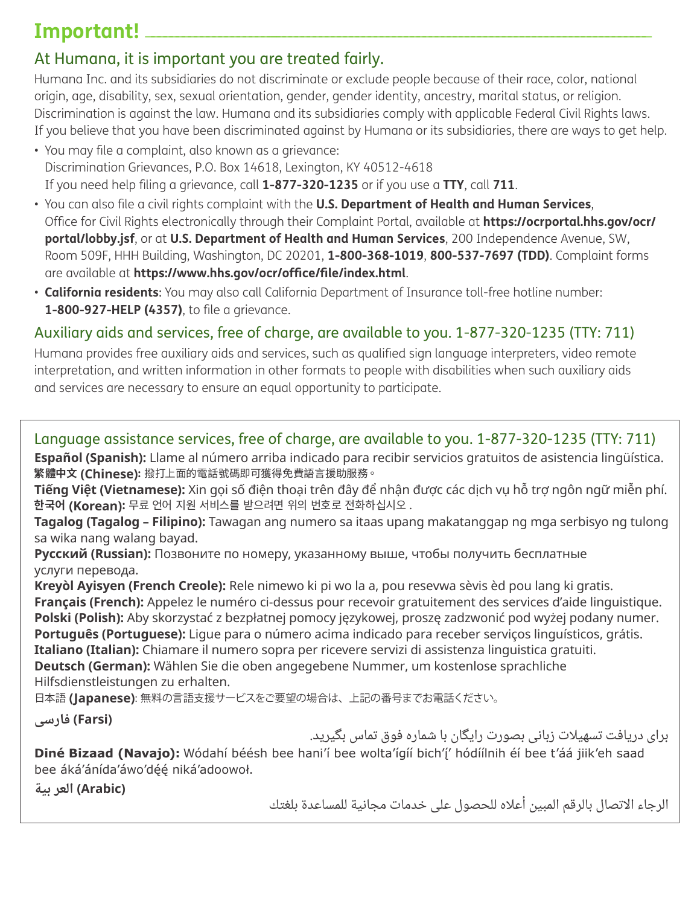# Important!

## At Humana, it is important you are treated fairly.

Humana Inc. and its subsidiaries do not discriminate or exclude people because of their race, color, national origin, age, disability, sex, sexual orientation, gender, gender identity, ancestry, marital status, or religion. Discrimination is against the law. Humana and its subsidiaries comply with applicable Federal Civil Rights laws. If you believe that you have been discriminated against by Humana or its subsidiaries, there are ways to get help.

- You may file a complaint, also known as a grievance:
  Discrimination Grievances, P.O. Box 14618, Lexington, KY 40512-4618
  If you need help filing a grievance, call **1-877-320-1235** or if you use a **TTY**, call **711**.
- You can also file a civil rights complaint with the **U.S. Department of Health and Human Services**, Office for Civil Rights electronically through their Complaint Portal, available at **https://ocrportal.hhs.gov/ocr/portal/lobby.jsf**, or at **U.S. Department of Health and Human Services**, 200 Independence Avenue, SW, Room 509F, HHH Building, Washington, DC 20201, **1-800-368-1019**, **800-537-7697 (TDD)**. Complaint forms are available at **https://www.hhs.gov/ocr/office/file/index.html**.
- **California residents**: You may also call California Department of Insurance toll-free hotline number: **1-800-927-HELP (4357)**, to file a grievance.

## Auxiliary aids and services, free of charge, are available to you. 1-877-320-1235 (TTY: 711)

Humana provides free auxiliary aids and services, such as qualified sign language interpreters, video remote interpretation, and written information in other formats to people with disabilities when such auxiliary aids and services are necessary to ensure an equal opportunity to participate.

## Language assistance services, free of charge, are available to you. 1-877-320-1235 (TTY: 711)

**Español (Spanish):** Llame al número arriba indicado para recibir servicios gratuitos de asistencia lingüística.
**繁體中文 (Chinese):** 撥打上面的電話號碼即可獲得免費語言援助服務。
**Tiếng Việt (Vietnamese):** Xin gọi số điện thoại trên đây để nhận được các dịch vụ hỗ trợ ngôn ngữ miễn phí.
**한국어 (Korean):** 무료 언어 지원 서비스를 받으려면 위의 번호로 전화하십시오 .
**Tagalog (Tagalog – Filipino):** Tawagan ang numero sa itaas upang makatanggap ng mga serbisyo ng tulong sa wika nang walang bayad.
**Русский (Russian):** Позвоните по номеру, указанному выше, чтобы получить бесплатные услуги перевода.
**Kreyòl Ayisyen (French Creole):** Rele nimewo ki pi wo la a, pou resevwa sèvis èd pou lang ki gratis.
**Français (French):** Appelez le numéro ci-dessus pour recevoir gratuitement des services d'aide linguistique.
**Polski (Polish):** Aby skorzystać z bezpłatnej pomocy językowej, proszę zadzwonić pod wyżej podany numer.
**Português (Portuguese):** Ligue para o número acima indicado para receber serviços linguísticos, grátis.
**Italiano (Italian):** Chiamare il numero sopra per ricevere servizi di assistenza linguistica gratuiti.
**Deutsch (German):** Wählen Sie die oben angegebene Nummer, um kostenlose sprachliche Hilfsdienstleistungen zu erhalten.
日本語 **(Japanese)**: 無料の言語支援サービスをご要望の場合は、上記の番号までお電話ください。

**فارسی (Farsi)**

برای دریافت تسهیلات زبانی بصورت رایگان با شماره فوق تماس بگیرید.

**Diné Bizaad (Navajo):** Wódahí béésh bee hani'í bee wolta'ígíí bich'į' hódíílnih éí bee t'áá jiik'eh saad bee áká'ánída'áwo'dę́ę́' niká'adoowoł.

**العر بية (Arabic)**

الرجاء الاتصال بالرقم المبين أعلاه للحصول على خدمات مجانية للمساعدة بلغتك